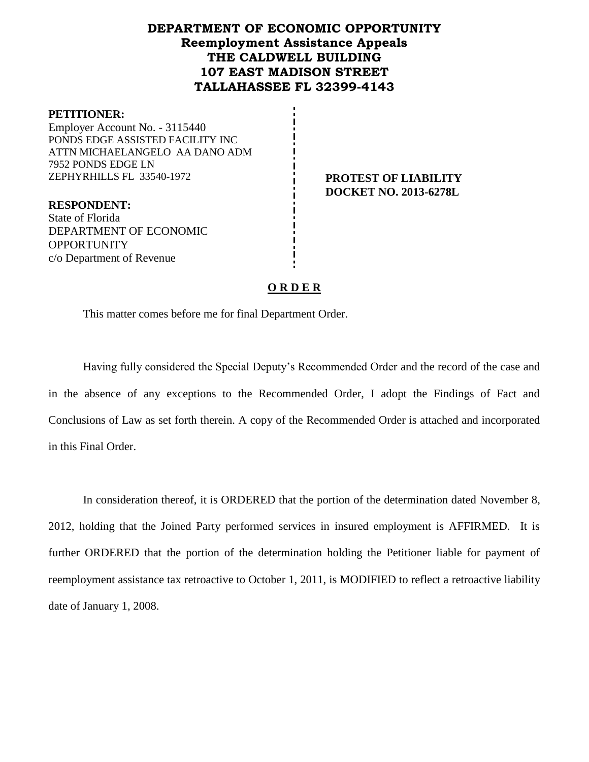# DEPARTMENT OF ECONOMIC OPPORTUNITY
## Reemployment Assistance Appeals
## THE CALDWELL BUILDING
## 107 EAST MADISON STREET
## TALLAHASSEE FL 32399-4143

**PETITIONER:**
Employer Account No. - 3115440
PONDS EDGE ASSISTED FACILITY INC
ATTN MICHAELANGELO AA DANO ADM
7952 PONDS EDGE LN
ZEPHYRHILLS FL 33540-1972

**PROTEST OF LIABILITY**
**DOCKET NO. 2013-6278L**

**RESPONDENT:**
State of Florida
DEPARTMENT OF ECONOMIC OPPORTUNITY
c/o Department of Revenue

## O R D E R

This matter comes before me for final Department Order.

Having fully considered the Special Deputy's Recommended Order and the record of the case and in the absence of any exceptions to the Recommended Order, I adopt the Findings of Fact and Conclusions of Law as set forth therein. A copy of the Recommended Order is attached and incorporated in this Final Order.

In consideration thereof, it is ORDERED that the portion of the determination dated November 8, 2012, holding that the Joined Party performed services in insured employment is AFFIRMED. It is further ORDERED that the portion of the determination holding the Petitioner liable for payment of reemployment assistance tax retroactive to October 1, 2011, is MODIFIED to reflect a retroactive liability date of January 1, 2008.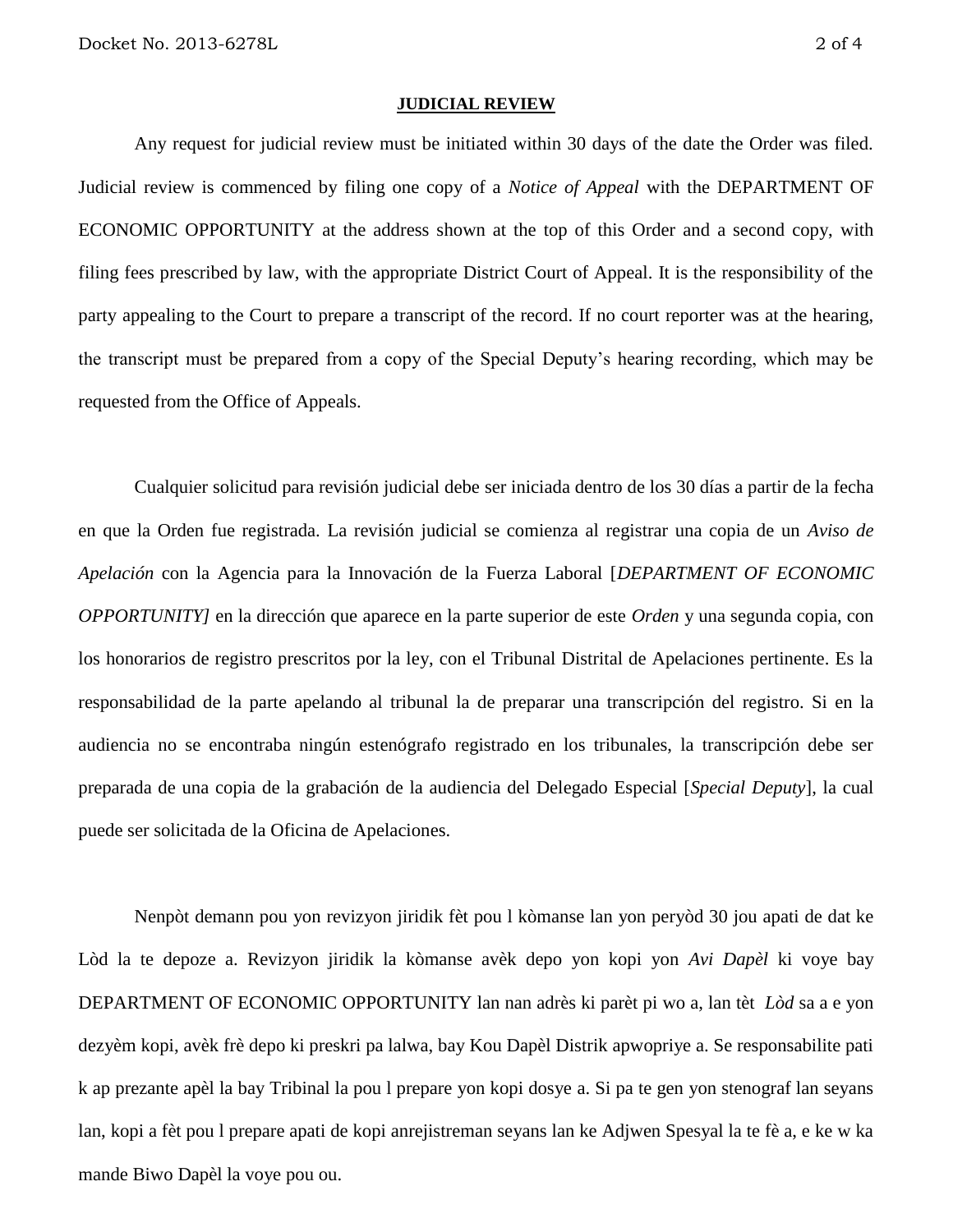**JUDICIAL REVIEW**

Any request for judicial review must be initiated within 30 days of the date the Order was filed. Judicial review is commenced by filing one copy of a *Notice of Appeal* with the DEPARTMENT OF ECONOMIC OPPORTUNITY at the address shown at the top of this Order and a second copy, with filing fees prescribed by law, with the appropriate District Court of Appeal. It is the responsibility of the party appealing to the Court to prepare a transcript of the record. If no court reporter was at the hearing, the transcript must be prepared from a copy of the Special Deputy's hearing recording, which may be requested from the Office of Appeals.

Cualquier solicitud para revisión judicial debe ser iniciada dentro de los 30 días a partir de la fecha en que la Orden fue registrada. La revisión judicial se comienza al registrar una copia de un *Aviso de Apelación* con la Agencia para la Innovación de la Fuerza Laboral [*DEPARTMENT OF ECONOMIC OPPORTUNITY]* en la dirección que aparece en la parte superior de este *Orden* y una segunda copia, con los honorarios de registro prescritos por la ley, con el Tribunal Distrital de Apelaciones pertinente. Es la responsabilidad de la parte apelando al tribunal la de preparar una transcripción del registro. Si en la audiencia no se encontraba ningún estenógrafo registrado en los tribunales, la transcripción debe ser preparada de una copia de la grabación de la audiencia del Delegado Especial [*Special Deputy*], la cual puede ser solicitada de la Oficina de Apelaciones.

Nenpòt demann pou yon revizyon jiridik fèt pou l kòmanse lan yon peryòd 30 jou apati de dat ke Lòd la te depoze a. Revizyon jiridik la kòmanse avèk depo yon kopi yon *Avi Dapèl* ki voye bay DEPARTMENT OF ECONOMIC OPPORTUNITY lan nan adrès ki parèt pi wo a, lan tèt *Lòd* sa a e yon dezyèm kopi, avèk frè depo ki preskri pa lalwa, bay Kou Dapèl Distrik apwopriye a. Se responsabilite pati k ap prezante apèl la bay Tribinal la pou l prepare yon kopi dosye a. Si pa te gen yon stenograf lan seyans lan, kopi a fèt pou l prepare apati de kopi anrejistreman seyans lan ke Adjwen Spesyal la te fè a, e ke w ka mande Biwo Dapèl la voye pou ou.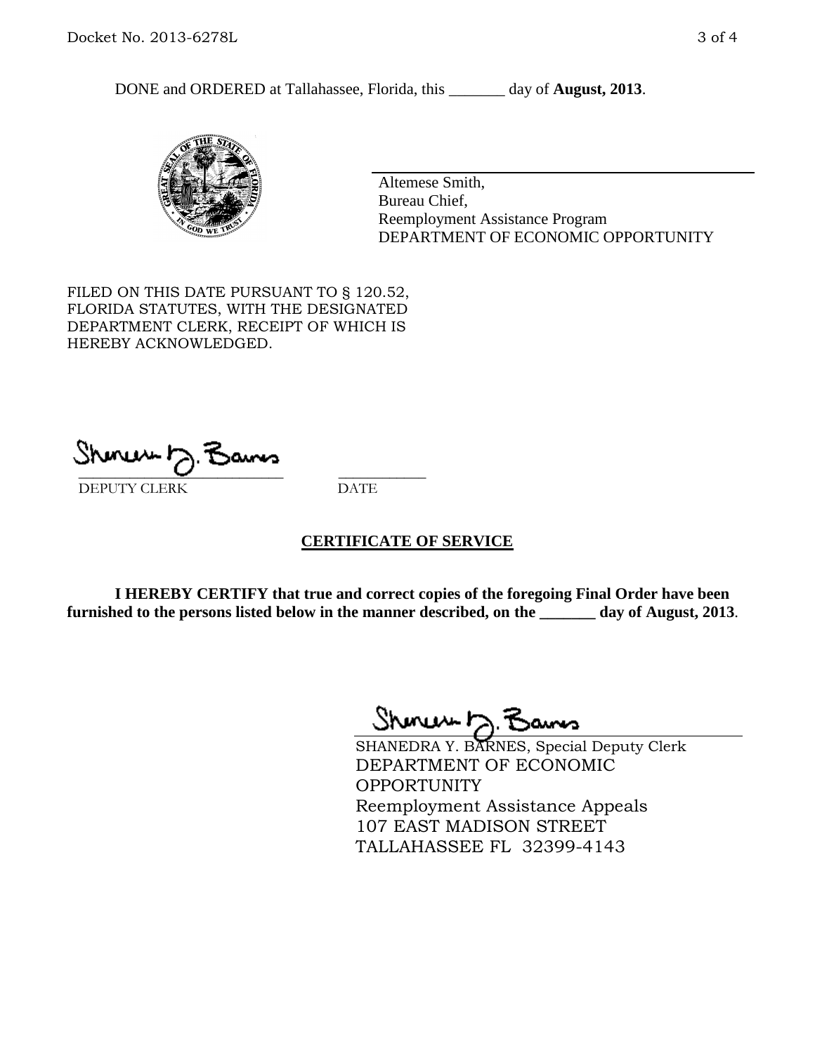DONE and ORDERED at Tallahassee, Florida, this _______ day of **August, 2013**.

Altemese Smith,
Bureau Chief,
Reemployment Assistance Program
DEPARTMENT OF ECONOMIC OPPORTUNITY

FILED ON THIS DATE PURSUANT TO § 120.52, FLORIDA STATUTES, WITH THE DESIGNATED DEPARTMENT CLERK, RECEIPT OF WHICH IS HEREBY ACKNOWLEDGED.

_____________________________ ___________
DEPUTY CLERK DATE

## CERTIFICATE OF SERVICE

**I HEREBY CERTIFY that true and correct copies of the foregoing Final Order have been furnished to the persons listed below in the manner described, on the _______ day of August, 2013**.

SHANEDRA Y. BARNES, Special Deputy Clerk
DEPARTMENT OF ECONOMIC OPPORTUNITY
Reemployment Assistance Appeals
107 EAST MADISON STREET
TALLAHASSEE FL 32399-4143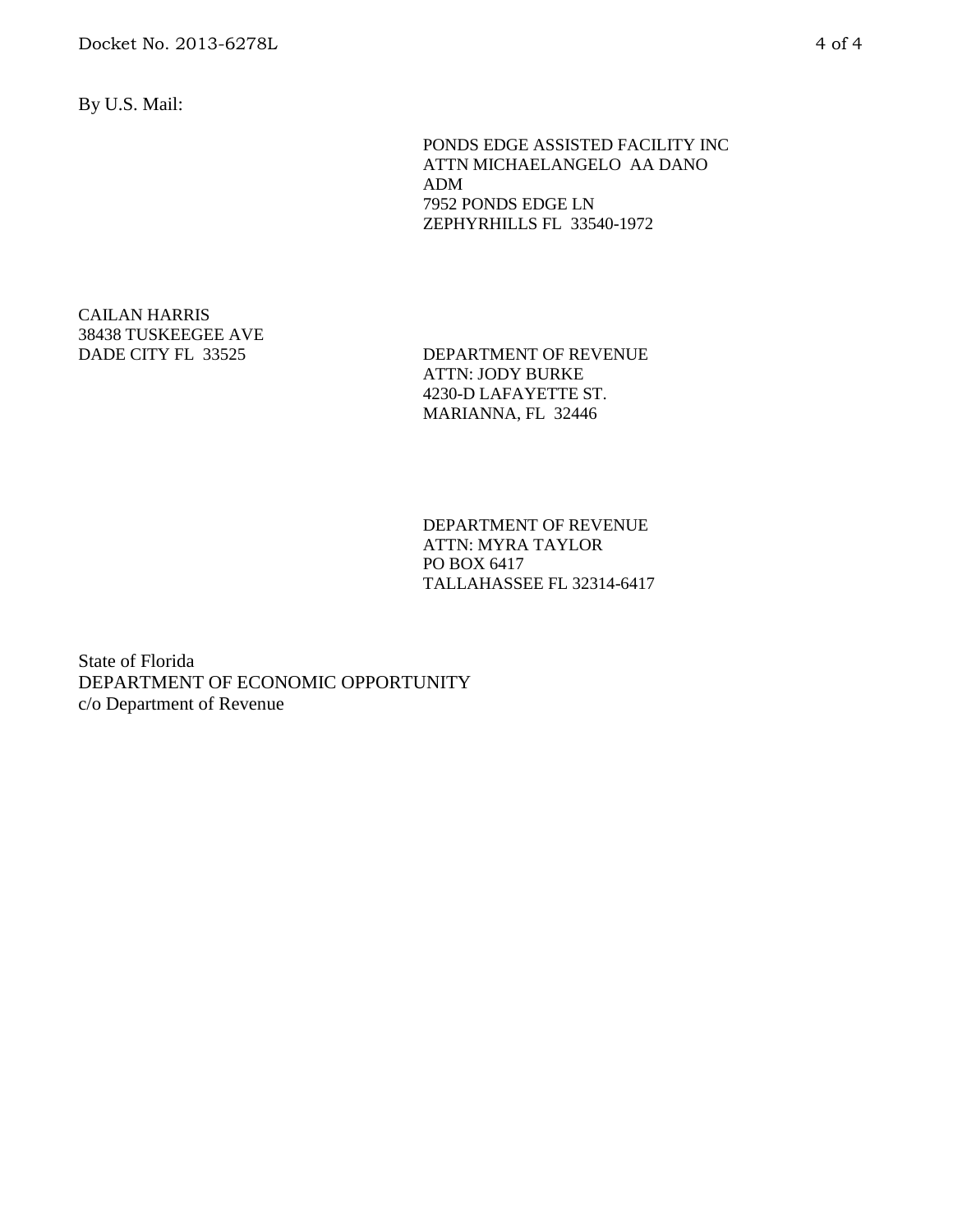By U.S. Mail:

PONDS EDGE ASSISTED FACILITY INC  
ATTN MICHAELANGELO AA DANO  
ADM  
7952 PONDS EDGE LN  
ZEPHYRHILLS FL 33540-1972

CAILAN HARRIS  
38438 TUSKEEGEE AVE  
DADE CITY FL 33525

DEPARTMENT OF REVENUE  
ATTN: JODY BURKE  
4230-D LAFAYETTE ST.  
MARIANNA, FL 32446

DEPARTMENT OF REVENUE  
ATTN: MYRA TAYLOR  
PO BOX 6417  
TALLAHASSEE FL 32314-6417

State of Florida  
DEPARTMENT OF ECONOMIC OPPORTUNITY  
c/o Department of Revenue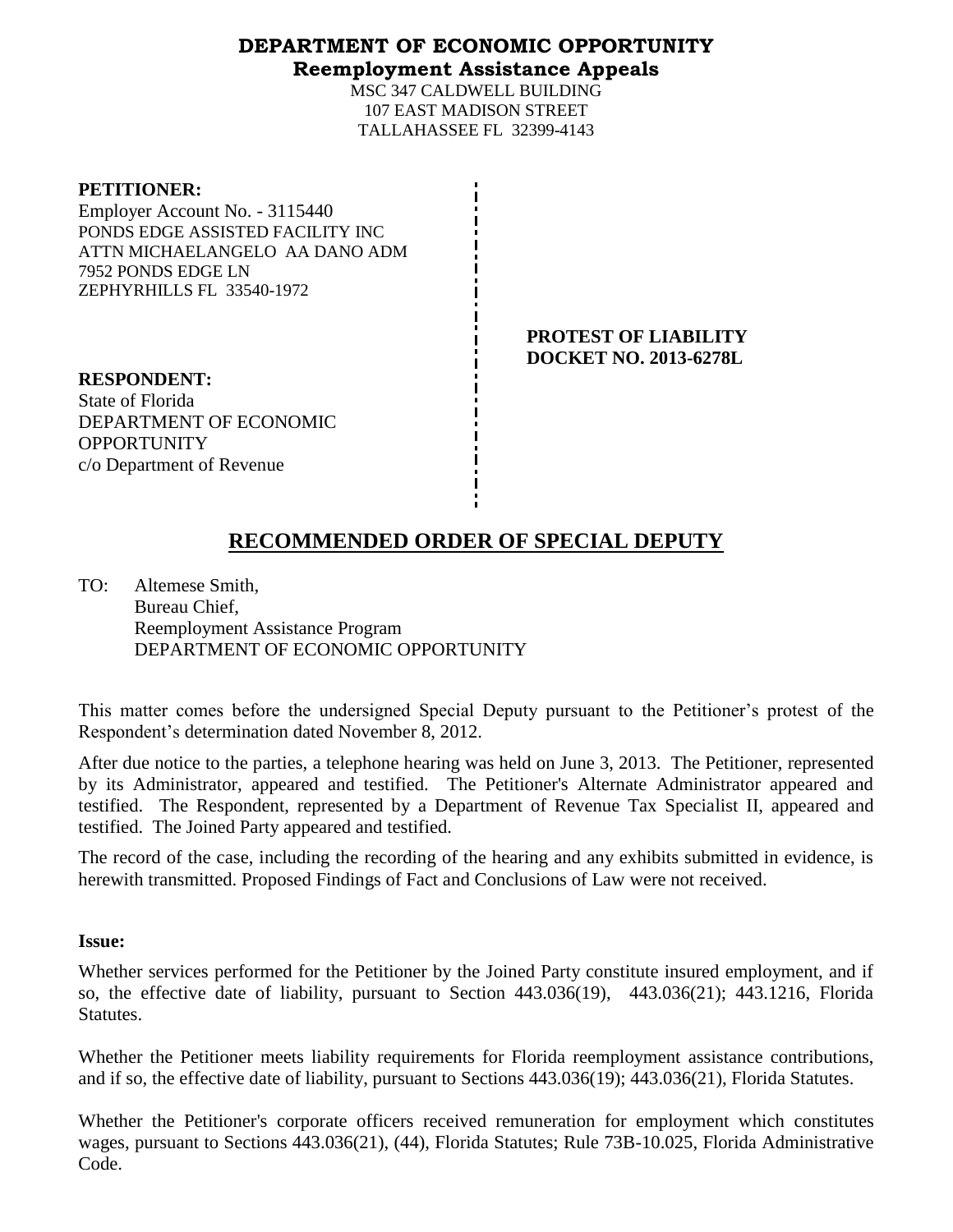**DEPARTMENT OF ECONOMIC OPPORTUNITY**
**Reemployment Assistance Appeals**

MSC 347 CALDWELL BUILDING
107 EAST MADISON STREET
TALLAHASSEE FL 32399-4143

**PETITIONER:**
Employer Account No. - 3115440
PONDS EDGE ASSISTED FACILITY INC
ATTN MICHAELANGELO AA DANO ADM
7952 PONDS EDGE LN
ZEPHYRHILLS FL 33540-1972

**PROTEST OF LIABILITY**
**DOCKET NO. 2013-6278L**

**RESPONDENT:**
State of Florida
DEPARTMENT OF ECONOMIC OPPORTUNITY
c/o Department of Revenue

# RECOMMENDED ORDER OF SPECIAL DEPUTY

TO: Altemese Smith,
Bureau Chief,
Reemployment Assistance Program
DEPARTMENT OF ECONOMIC OPPORTUNITY

This matter comes before the undersigned Special Deputy pursuant to the Petitioner's protest of the Respondent's determination dated November 8, 2012.

After due notice to the parties, a telephone hearing was held on June 3, 2013. The Petitioner, represented by its Administrator, appeared and testified. The Petitioner's Alternate Administrator appeared and testified. The Respondent, represented by a Department of Revenue Tax Specialist II, appeared and testified. The Joined Party appeared and testified.

The record of the case, including the recording of the hearing and any exhibits submitted in evidence, is herewith transmitted. Proposed Findings of Fact and Conclusions of Law were not received.

**Issue:**

Whether services performed for the Petitioner by the Joined Party constitute insured employment, and if so, the effective date of liability, pursuant to Section 443.036(19), 443.036(21); 443.1216, Florida Statutes.

Whether the Petitioner meets liability requirements for Florida reemployment assistance contributions, and if so, the effective date of liability, pursuant to Sections 443.036(19); 443.036(21), Florida Statutes.

Whether the Petitioner's corporate officers received remuneration for employment which constitutes wages, pursuant to Sections 443.036(21), (44), Florida Statutes; Rule 73B-10.025, Florida Administrative Code.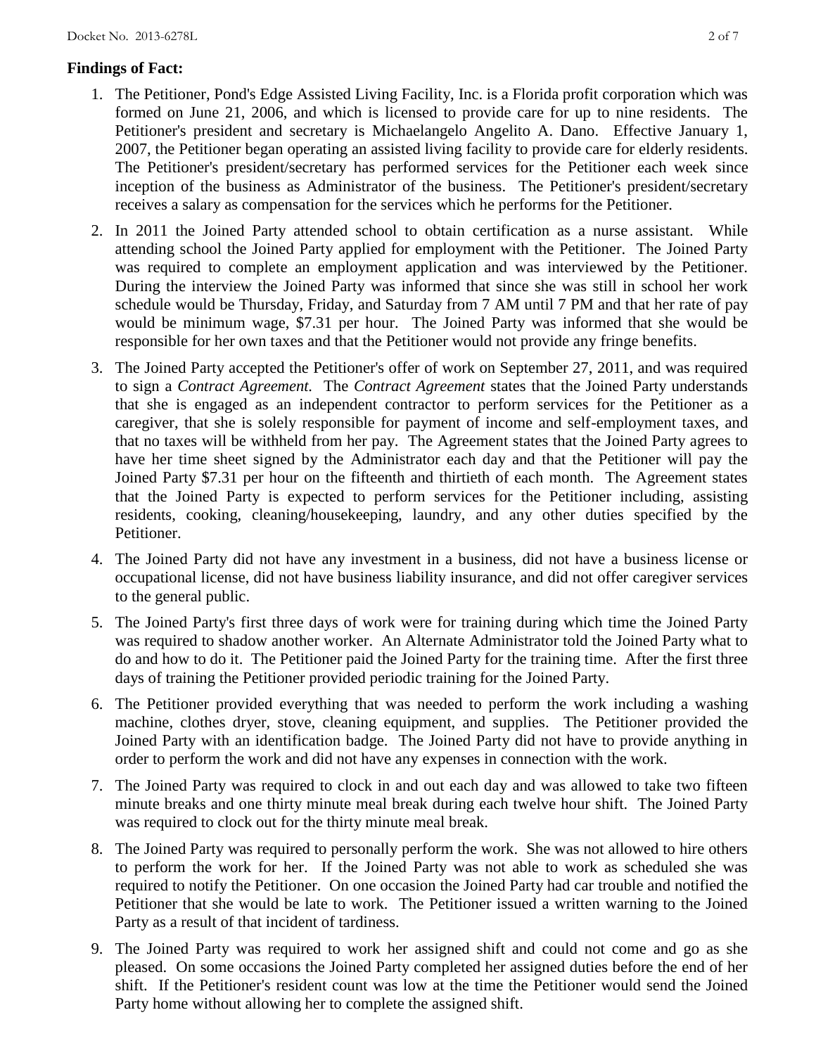**Findings of Fact:**

1. The Petitioner, Pond's Edge Assisted Living Facility, Inc. is a Florida profit corporation which was formed on June 21, 2006, and which is licensed to provide care for up to nine residents. The Petitioner's president and secretary is Michaelangelo Angelito A. Dano. Effective January 1, 2007, the Petitioner began operating an assisted living facility to provide care for elderly residents. The Petitioner's president/secretary has performed services for the Petitioner each week since inception of the business as Administrator of the business. The Petitioner's president/secretary receives a salary as compensation for the services which he performs for the Petitioner.

2. In 2011 the Joined Party attended school to obtain certification as a nurse assistant. While attending school the Joined Party applied for employment with the Petitioner. The Joined Party was required to complete an employment application and was interviewed by the Petitioner. During the interview the Joined Party was informed that since she was still in school her work schedule would be Thursday, Friday, and Saturday from 7 AM until 7 PM and that her rate of pay would be minimum wage, $7.31 per hour. The Joined Party was informed that she would be responsible for her own taxes and that the Petitioner would not provide any fringe benefits.

3. The Joined Party accepted the Petitioner's offer of work on September 27, 2011, and was required to sign a *Contract Agreement.* The *Contract Agreement* states that the Joined Party understands that she is engaged as an independent contractor to perform services for the Petitioner as a caregiver, that she is solely responsible for payment of income and self-employment taxes, and that no taxes will be withheld from her pay. The Agreement states that the Joined Party agrees to have her time sheet signed by the Administrator each day and that the Petitioner will pay the Joined Party $7.31 per hour on the fifteenth and thirtieth of each month. The Agreement states that the Joined Party is expected to perform services for the Petitioner including, assisting residents, cooking, cleaning/housekeeping, laundry, and any other duties specified by the Petitioner.

4. The Joined Party did not have any investment in a business, did not have a business license or occupational license, did not have business liability insurance, and did not offer caregiver services to the general public.

5. The Joined Party's first three days of work were for training during which time the Joined Party was required to shadow another worker. An Alternate Administrator told the Joined Party what to do and how to do it. The Petitioner paid the Joined Party for the training time. After the first three days of training the Petitioner provided periodic training for the Joined Party.

6. The Petitioner provided everything that was needed to perform the work including a washing machine, clothes dryer, stove, cleaning equipment, and supplies. The Petitioner provided the Joined Party with an identification badge. The Joined Party did not have to provide anything in order to perform the work and did not have any expenses in connection with the work.

7. The Joined Party was required to clock in and out each day and was allowed to take two fifteen minute breaks and one thirty minute meal break during each twelve hour shift. The Joined Party was required to clock out for the thirty minute meal break.

8. The Joined Party was required to personally perform the work. She was not allowed to hire others to perform the work for her. If the Joined Party was not able to work as scheduled she was required to notify the Petitioner. On one occasion the Joined Party had car trouble and notified the Petitioner that she would be late to work. The Petitioner issued a written warning to the Joined Party as a result of that incident of tardiness.

9. The Joined Party was required to work her assigned shift and could not come and go as she pleased. On some occasions the Joined Party completed her assigned duties before the end of her shift. If the Petitioner's resident count was low at the time the Petitioner would send the Joined Party home without allowing her to complete the assigned shift.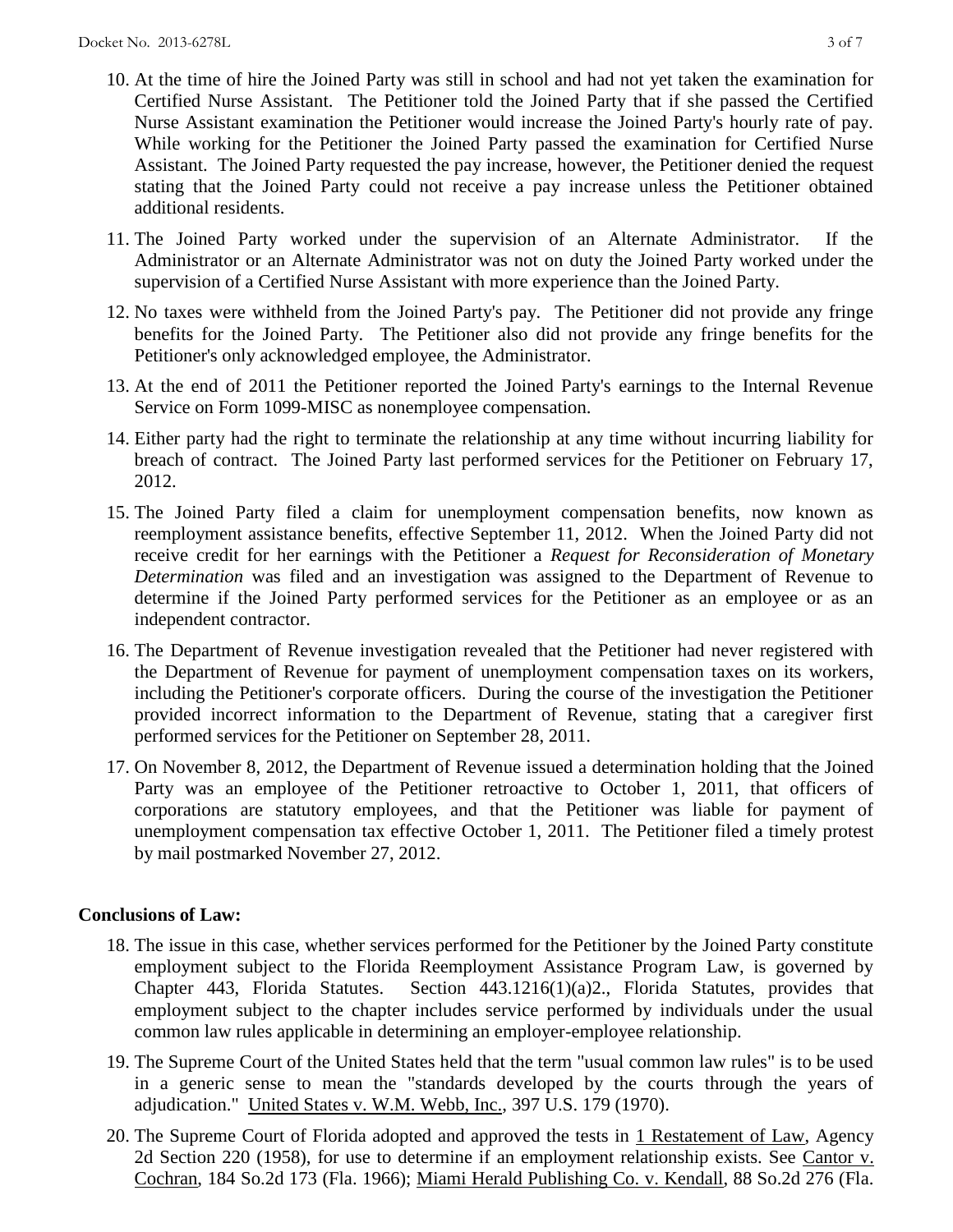10. At the time of hire the Joined Party was still in school and had not yet taken the examination for Certified Nurse Assistant. The Petitioner told the Joined Party that if she passed the Certified Nurse Assistant examination the Petitioner would increase the Joined Party's hourly rate of pay. While working for the Petitioner the Joined Party passed the examination for Certified Nurse Assistant. The Joined Party requested the pay increase, however, the Petitioner denied the request stating that the Joined Party could not receive a pay increase unless the Petitioner obtained additional residents.

11. The Joined Party worked under the supervision of an Alternate Administrator. If the Administrator or an Alternate Administrator was not on duty the Joined Party worked under the supervision of a Certified Nurse Assistant with more experience than the Joined Party.

12. No taxes were withheld from the Joined Party's pay. The Petitioner did not provide any fringe benefits for the Joined Party. The Petitioner also did not provide any fringe benefits for the Petitioner's only acknowledged employee, the Administrator.

13. At the end of 2011 the Petitioner reported the Joined Party's earnings to the Internal Revenue Service on Form 1099-MISC as nonemployee compensation.

14. Either party had the right to terminate the relationship at any time without incurring liability for breach of contract. The Joined Party last performed services for the Petitioner on February 17, 2012.

15. The Joined Party filed a claim for unemployment compensation benefits, now known as reemployment assistance benefits, effective September 11, 2012. When the Joined Party did not receive credit for her earnings with the Petitioner a *Request for Reconsideration of Monetary Determination* was filed and an investigation was assigned to the Department of Revenue to determine if the Joined Party performed services for the Petitioner as an employee or as an independent contractor.

16. The Department of Revenue investigation revealed that the Petitioner had never registered with the Department of Revenue for payment of unemployment compensation taxes on its workers, including the Petitioner's corporate officers. During the course of the investigation the Petitioner provided incorrect information to the Department of Revenue, stating that a caregiver first performed services for the Petitioner on September 28, 2011.

17. On November 8, 2012, the Department of Revenue issued a determination holding that the Joined Party was an employee of the Petitioner retroactive to October 1, 2011, that officers of corporations are statutory employees, and that the Petitioner was liable for payment of unemployment compensation tax effective October 1, 2011. The Petitioner filed a timely protest by mail postmarked November 27, 2012.

**Conclusions of Law:**

18. The issue in this case, whether services performed for the Petitioner by the Joined Party constitute employment subject to the Florida Reemployment Assistance Program Law, is governed by Chapter 443, Florida Statutes. Section 443.1216(1)(a)2., Florida Statutes, provides that employment subject to the chapter includes service performed by individuals under the usual common law rules applicable in determining an employer-employee relationship.

19. The Supreme Court of the United States held that the term "usual common law rules" is to be used in a generic sense to mean the "standards developed by the courts through the years of adjudication." United States v. W.M. Webb, Inc., 397 U.S. 179 (1970).

20. The Supreme Court of Florida adopted and approved the tests in 1 Restatement of Law, Agency 2d Section 220 (1958), for use to determine if an employment relationship exists. See Cantor v. Cochran, 184 So.2d 173 (Fla. 1966); Miami Herald Publishing Co. v. Kendall, 88 So.2d 276 (Fla.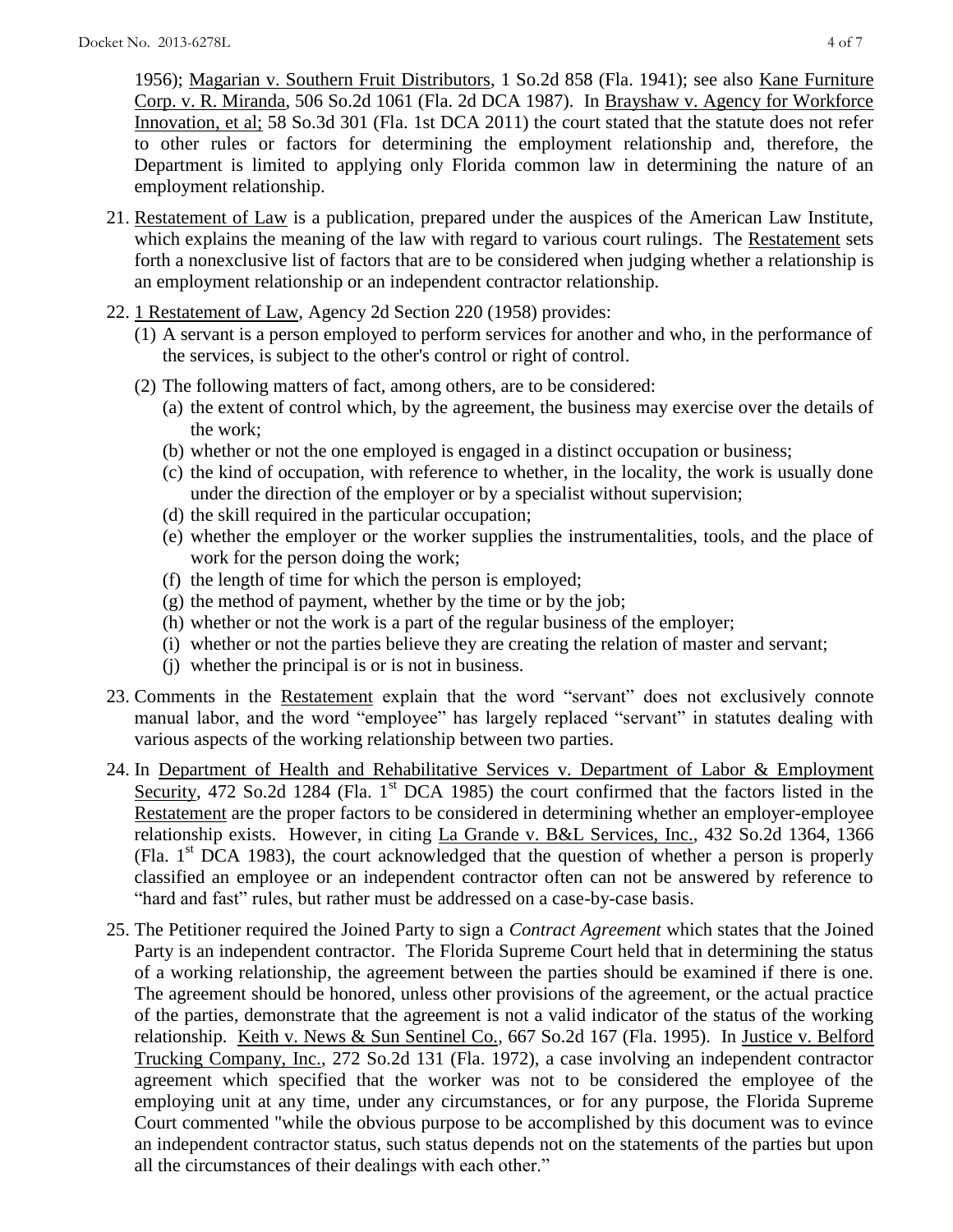1956); Magarian v. Southern Fruit Distributors, 1 So.2d 858 (Fla. 1941); see also Kane Furniture Corp. v. R. Miranda, 506 So.2d 1061 (Fla. 2d DCA 1987). In Brayshaw v. Agency for Workforce Innovation, et al; 58 So.3d 301 (Fla. 1st DCA 2011) the court stated that the statute does not refer to other rules or factors for determining the employment relationship and, therefore, the Department is limited to applying only Florida common law in determining the nature of an employment relationship.

21. Restatement of Law is a publication, prepared under the auspices of the American Law Institute, which explains the meaning of the law with regard to various court rulings. The Restatement sets forth a nonexclusive list of factors that are to be considered when judging whether a relationship is an employment relationship or an independent contractor relationship.

22. 1 Restatement of Law, Agency 2d Section 220 (1958) provides:
    (1) A servant is a person employed to perform services for another and who, in the performance of the services, is subject to the other's control or right of control.
    (2) The following matters of fact, among others, are to be considered:
        (a) the extent of control which, by the agreement, the business may exercise over the details of the work;
        (b) whether or not the one employed is engaged in a distinct occupation or business;
        (c) the kind of occupation, with reference to whether, in the locality, the work is usually done under the direction of the employer or by a specialist without supervision;
        (d) the skill required in the particular occupation;
        (e) whether the employer or the worker supplies the instrumentalities, tools, and the place of work for the person doing the work;
        (f) the length of time for which the person is employed;
        (g) the method of payment, whether by the time or by the job;
        (h) whether or not the work is a part of the regular business of the employer;
        (i) whether or not the parties believe they are creating the relation of master and servant;
        (j) whether the principal is or is not in business.

23. Comments in the Restatement explain that the word "servant" does not exclusively connote manual labor, and the word "employee" has largely replaced "servant" in statutes dealing with various aspects of the working relationship between two parties.

24. In Department of Health and Rehabilitative Services v. Department of Labor & Employment Security, 472 So.2d 1284 (Fla. 1st DCA 1985) the court confirmed that the factors listed in the Restatement are the proper factors to be considered in determining whether an employer-employee relationship exists. However, in citing La Grande v. B&L Services, Inc., 432 So.2d 1364, 1366 (Fla. 1st DCA 1983), the court acknowledged that the question of whether a person is properly classified an employee or an independent contractor often can not be answered by reference to "hard and fast" rules, but rather must be addressed on a case-by-case basis.

25. The Petitioner required the Joined Party to sign a *Contract Agreement* which states that the Joined Party is an independent contractor. The Florida Supreme Court held that in determining the status of a working relationship, the agreement between the parties should be examined if there is one. The agreement should be honored, unless other provisions of the agreement, or the actual practice of the parties, demonstrate that the agreement is not a valid indicator of the status of the working relationship. Keith v. News & Sun Sentinel Co., 667 So.2d 167 (Fla. 1995). In Justice v. Belford Trucking Company, Inc., 272 So.2d 131 (Fla. 1972), a case involving an independent contractor agreement which specified that the worker was not to be considered the employee of the employing unit at any time, under any circumstances, or for any purpose, the Florida Supreme Court commented "while the obvious purpose to be accomplished by this document was to evince an independent contractor status, such status depends not on the statements of the parties but upon all the circumstances of their dealings with each other."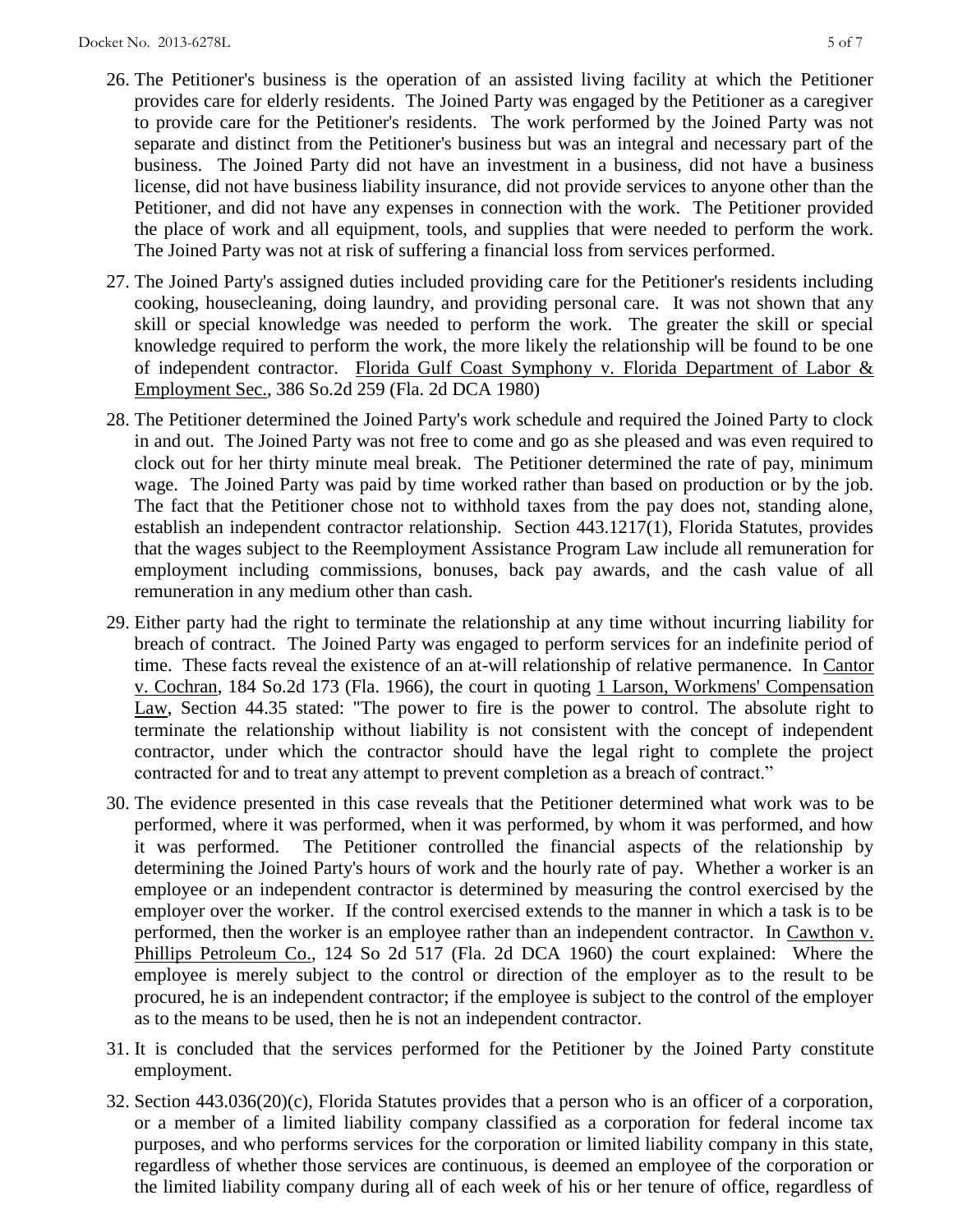26. The Petitioner's business is the operation of an assisted living facility at which the Petitioner provides care for elderly residents. The Joined Party was engaged by the Petitioner as a caregiver to provide care for the Petitioner's residents. The work performed by the Joined Party was not separate and distinct from the Petitioner's business but was an integral and necessary part of the business. The Joined Party did not have an investment in a business, did not have a business license, did not have business liability insurance, did not provide services to anyone other than the Petitioner, and did not have any expenses in connection with the work. The Petitioner provided the place of work and all equipment, tools, and supplies that were needed to perform the work. The Joined Party was not at risk of suffering a financial loss from services performed.

27. The Joined Party's assigned duties included providing care for the Petitioner's residents including cooking, housecleaning, doing laundry, and providing personal care. It was not shown that any skill or special knowledge was needed to perform the work. The greater the skill or special knowledge required to perform the work, the more likely the relationship will be found to be one of independent contractor. Florida Gulf Coast Symphony v. Florida Department of Labor & Employment Sec., 386 So.2d 259 (Fla. 2d DCA 1980)

28. The Petitioner determined the Joined Party's work schedule and required the Joined Party to clock in and out. The Joined Party was not free to come and go as she pleased and was even required to clock out for her thirty minute meal break. The Petitioner determined the rate of pay, minimum wage. The Joined Party was paid by time worked rather than based on production or by the job. The fact that the Petitioner chose not to withhold taxes from the pay does not, standing alone, establish an independent contractor relationship. Section 443.1217(1), Florida Statutes, provides that the wages subject to the Reemployment Assistance Program Law include all remuneration for employment including commissions, bonuses, back pay awards, and the cash value of all remuneration in any medium other than cash.

29. Either party had the right to terminate the relationship at any time without incurring liability for breach of contract. The Joined Party was engaged to perform services for an indefinite period of time. These facts reveal the existence of an at-will relationship of relative permanence. In Cantor v. Cochran, 184 So.2d 173 (Fla. 1966), the court in quoting 1 Larson, Workmens' Compensation Law, Section 44.35 stated: "The power to fire is the power to control. The absolute right to terminate the relationship without liability is not consistent with the concept of independent contractor, under which the contractor should have the legal right to complete the project contracted for and to treat any attempt to prevent completion as a breach of contract."

30. The evidence presented in this case reveals that the Petitioner determined what work was to be performed, where it was performed, when it was performed, by whom it was performed, and how it was performed. The Petitioner controlled the financial aspects of the relationship by determining the Joined Party's hours of work and the hourly rate of pay. Whether a worker is an employee or an independent contractor is determined by measuring the control exercised by the employer over the worker. If the control exercised extends to the manner in which a task is to be performed, then the worker is an employee rather than an independent contractor. In Cawthon v. Phillips Petroleum Co., 124 So 2d 517 (Fla. 2d DCA 1960) the court explained: Where the employee is merely subject to the control or direction of the employer as to the result to be procured, he is an independent contractor; if the employee is subject to the control of the employer as to the means to be used, then he is not an independent contractor.

31. It is concluded that the services performed for the Petitioner by the Joined Party constitute employment.

32. Section 443.036(20)(c), Florida Statutes provides that a person who is an officer of a corporation, or a member of a limited liability company classified as a corporation for federal income tax purposes, and who performs services for the corporation or limited liability company in this state, regardless of whether those services are continuous, is deemed an employee of the corporation or the limited liability company during all of each week of his or her tenure of office, regardless of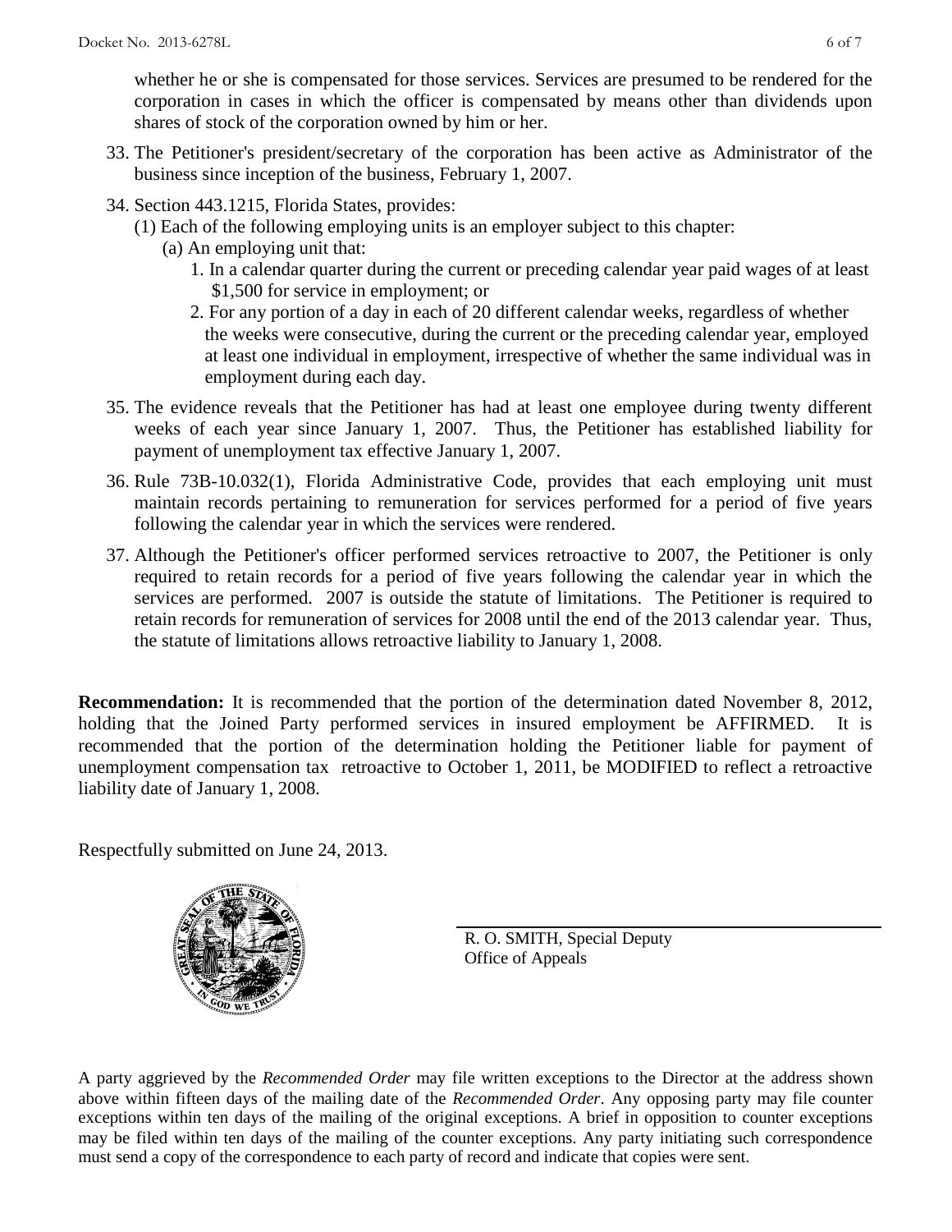whether he or she is compensated for those services. Services are presumed to be rendered for the corporation in cases in which the officer is compensated by means other than dividends upon shares of stock of the corporation owned by him or her.

33. The Petitioner's president/secretary of the corporation has been active as Administrator of the business since inception of the business, February 1, 2007.

34. Section 443.1215, Florida States, provides:
    (1) Each of the following employing units is an employer subject to this chapter:
    (a) An employing unit that:
    1. In a calendar quarter during the current or preceding calendar year paid wages of at least $1,500 for service in employment; or
    2. For any portion of a day in each of 20 different calendar weeks, regardless of whether the weeks were consecutive, during the current or the preceding calendar year, employed at least one individual in employment, irrespective of whether the same individual was in employment during each day.

35. The evidence reveals that the Petitioner has had at least one employee during twenty different weeks of each year since January 1, 2007. Thus, the Petitioner has established liability for payment of unemployment tax effective January 1, 2007.

36. Rule 73B-10.032(1), Florida Administrative Code, provides that each employing unit must maintain records pertaining to remuneration for services performed for a period of five years following the calendar year in which the services were rendered.

37. Although the Petitioner's officer performed services retroactive to 2007, the Petitioner is only required to retain records for a period of five years following the calendar year in which the services are performed. 2007 is outside the statute of limitations. The Petitioner is required to retain records for remuneration of services for 2008 until the end of the 2013 calendar year. Thus, the statute of limitations allows retroactive liability to January 1, 2008.

**Recommendation:** It is recommended that the portion of the determination dated November 8, 2012, holding that the Joined Party performed services in insured employment be AFFIRMED. It is recommended that the portion of the determination holding the Petitioner liable for payment of unemployment compensation tax retroactive to October 1, 2011, be MODIFIED to reflect a retroactive liability date of January 1, 2008.

Respectfully submitted on June 24, 2013.

R. O. SMITH, Special Deputy
Office of Appeals

A party aggrieved by the *Recommended Order* may file written exceptions to the Director at the address shown above within fifteen days of the mailing date of the *Recommended Order*. Any opposing party may file counter exceptions within ten days of the mailing of the original exceptions. A brief in opposition to counter exceptions may be filed within ten days of the mailing of the counter exceptions. Any party initiating such correspondence must send a copy of the correspondence to each party of record and indicate that copies were sent.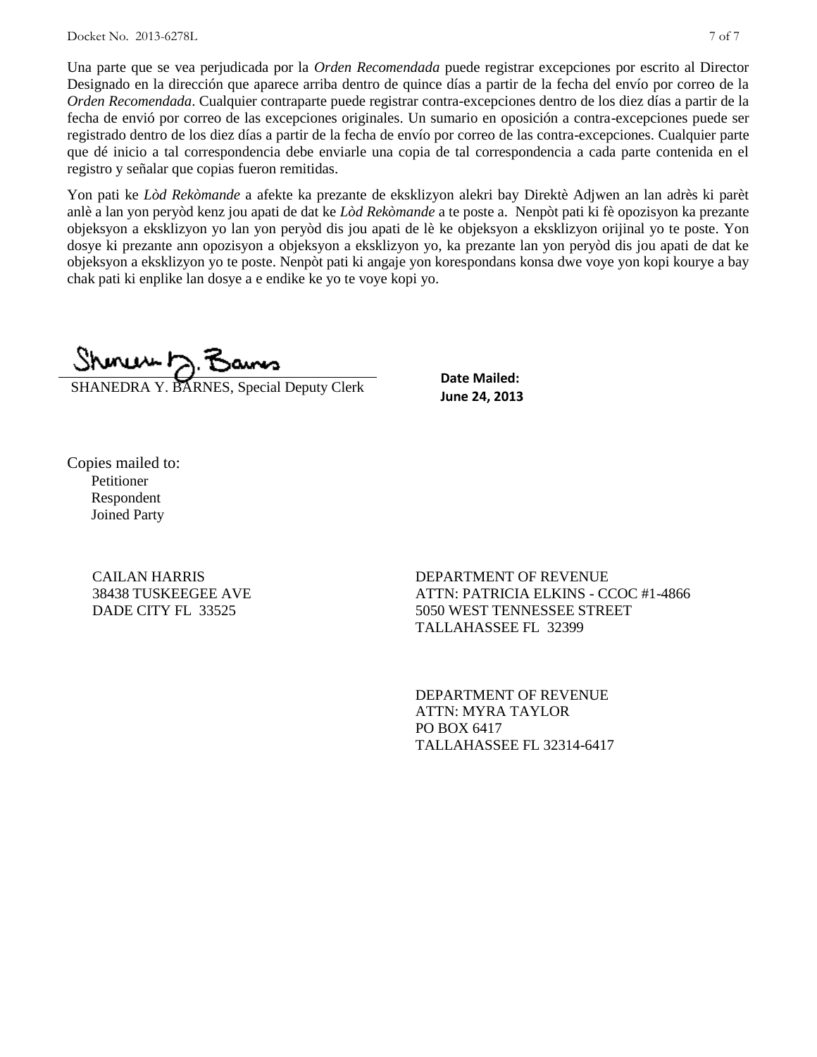Una parte que se vea perjudicada por la *Orden Recomendada* puede registrar excepciones por escrito al Director Designado en la dirección que aparece arriba dentro de quince días a partir de la fecha del envío por correo de la *Orden Recomendada*. Cualquier contraparte puede registrar contra-excepciones dentro de los diez días a partir de la fecha de envió por correo de las excepciones originales. Un sumario en oposición a contra-excepciones puede ser registrado dentro de los diez días a partir de la fecha de envío por correo de las contra-excepciones. Cualquier parte que dé inicio a tal correspondencia debe enviarle una copia de tal correspondencia a cada parte contenida en el registro y señalar que copias fueron remitidas.

Yon pati ke *Lòd Rekòmande* a afekte ka prezante de eksklizyon alekri bay Direktè Adjwen an lan adrès ki parèt anlè a lan yon peryòd kenz jou apati de dat ke *Lòd Rekòmande* a te poste a. Nenpòt pati ki fè opozisyon ka prezante objeksyon a eksklizyon yo lan yon peryòd dis jou apati de lè ke objeksyon a eksklizyon orijinal yo te poste. Yon dosye ki prezante ann opozisyon a objeksyon a eksklizyon yo, ka prezante lan yon peryòd dis jou apati de dat ke objeksyon a eksklizyon yo te poste. Nenpòt pati ki angaje yon korespondans konsa dwe voye yon kopi kourye a bay chak pati ki enplike lan dosye a e endike ke yo te voye kopi yo.

SHANEDRA Y. BARNES, Special Deputy Clerk

**Date Mailed:**
**June 24, 2013**

Copies mailed to:
Petitioner
Respondent
Joined Party

CAILAN HARRIS
38438 TUSKEEGEE AVE
DADE CITY FL 33525

DEPARTMENT OF REVENUE
ATTN: PATRICIA ELKINS - CCOC #1-4866
5050 WEST TENNESSEE STREET
TALLAHASSEE FL 32399

DEPARTMENT OF REVENUE
ATTN: MYRA TAYLOR
PO BOX 6417
TALLAHASSEE FL 32314-6417